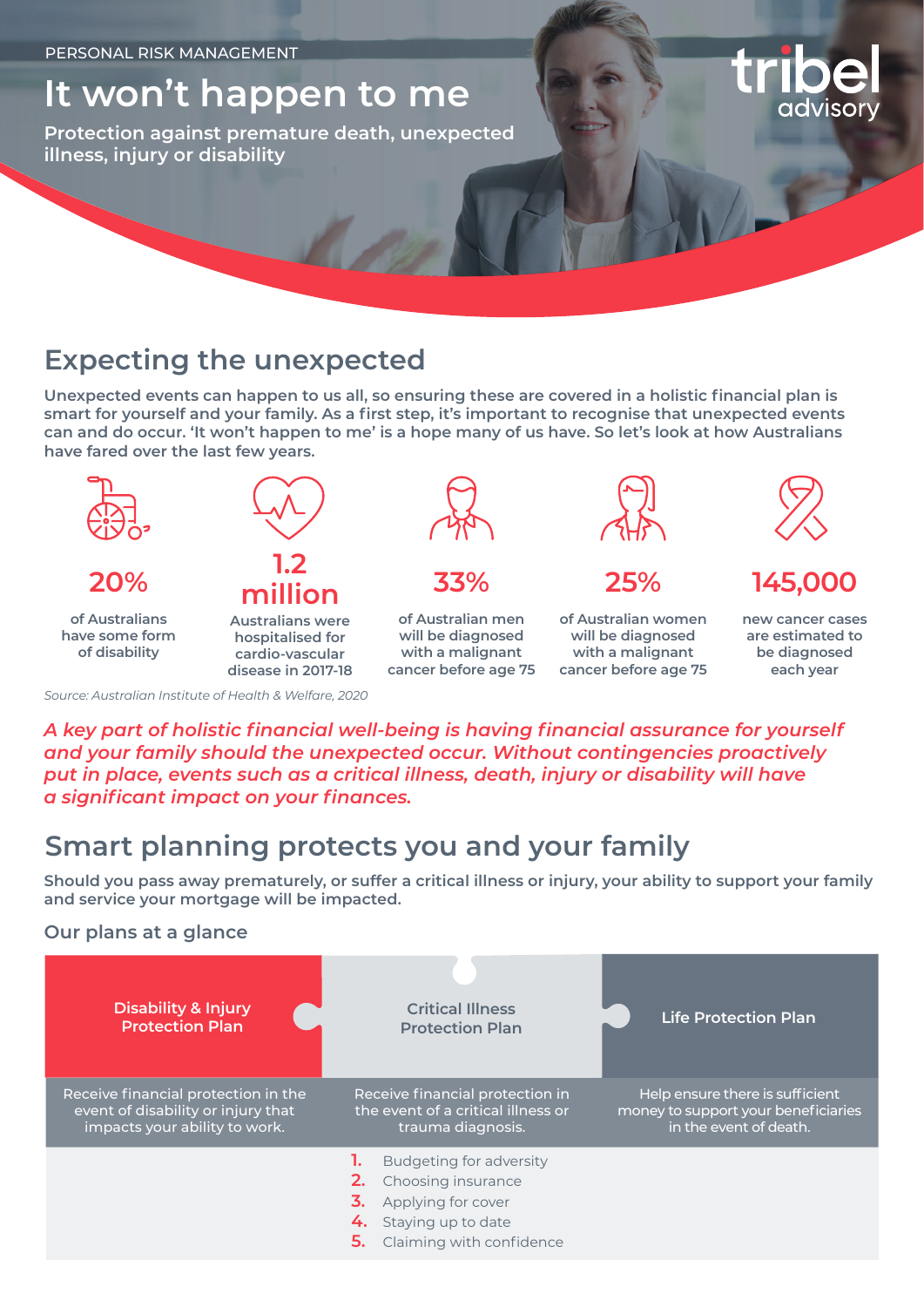PERSONAL RISK MANAGEMENT

# It won't happen to me

**Protection against premature death, unexpected illness, injury or disability**

tribel advisory

## Expecting the unexpected

Unexpected events can happen to us all, so ensuring these are covered in a holistic financial plan is smart for yourself and your family. As a first step, it's important to recognise that unexpected events can and do occur. 'It won't happen to me' is a hope many of us have. So let's look at how Australians have fared over the last few years.

**20%**
of Australians have some form of disability

**1.2 million**
Australians were hospitalised for cardio-vascular disease in 2017-18

**33%**
of Australian men will be diagnosed with a malignant cancer before age 75

**25%**
of Australian women will be diagnosed with a malignant cancer before age 75

**145,000**
new cancer cases are estimated to be diagnosed each year

*Source: Australian Institute of Health & Welfare, 2020*

*A key part of holistic financial well-being is having financial assurance for yourself and your family should the unexpected occur. Without contingencies proactively put in place, events such as a critical illness, death, injury or disability will have a significant impact on your finances.*

## Smart planning protects you and your family

Should you pass away prematurely, or suffer a critical illness or injury, your ability to support your family and service your mortgage will be impacted.

### Our plans at a glance

| Disability & Injury Protection Plan | Critical Illness Protection Plan | Life Protection Plan |
|---|---|---|
| Receive financial protection in the event of disability or injury that impacts your ability to work. | Receive financial protection in the event of a critical illness or trauma diagnosis. | Help ensure there is sufficient money to support your beneficiaries in the event of death. |

1. Budgeting for adversity
2. Choosing insurance
3. Applying for cover
4. Staying up to date
5. Claiming with confidence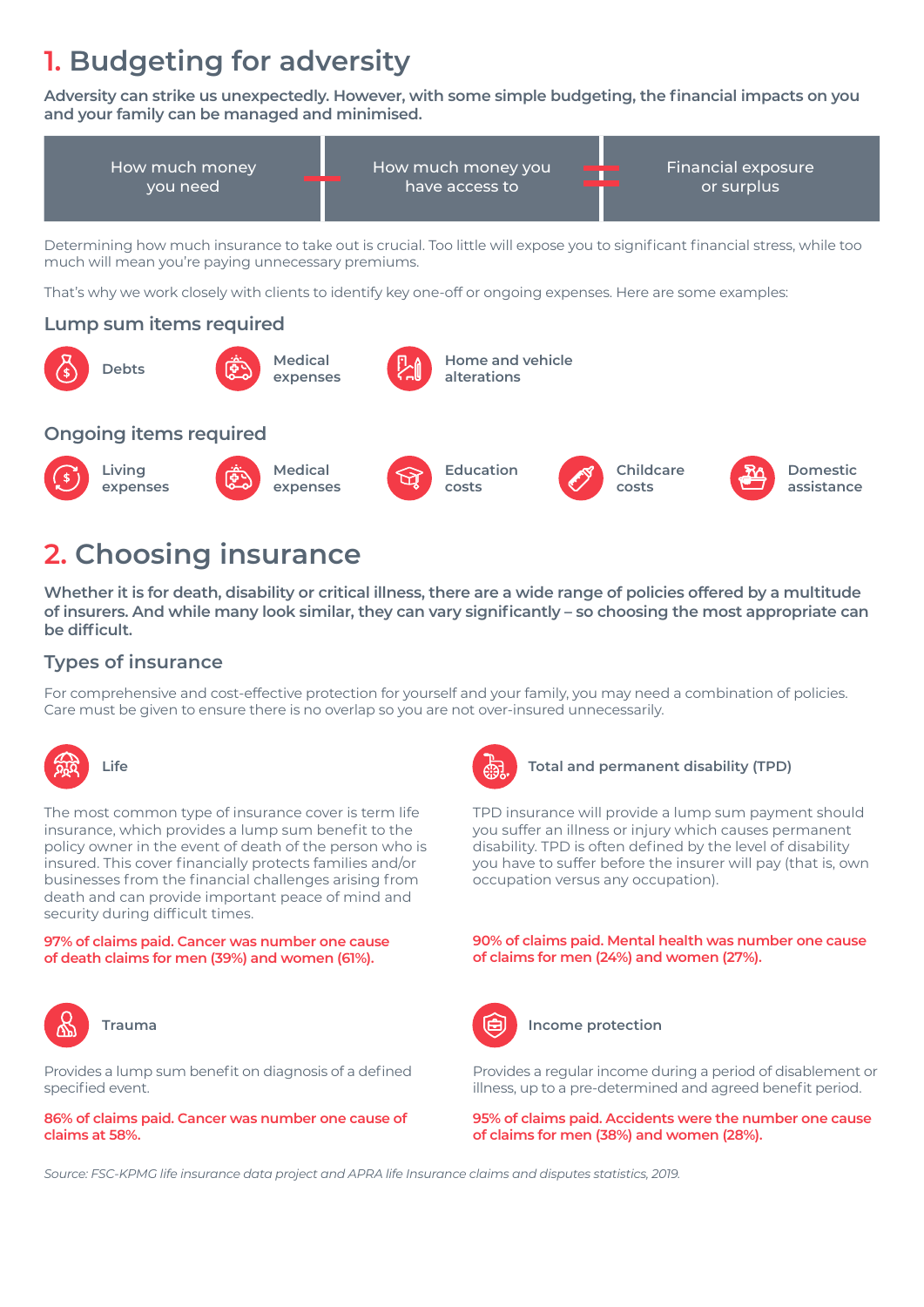# 1. Budgeting for adversity

**Adversity can strike us unexpectedly. However, with some simple budgeting, the financial impacts on you and your family can be managed and minimised.**

How much money you need − How much money you have access to = Financial exposure or surplus

Determining how much insurance to take out is crucial. Too little will expose you to significant financial stress, while too much will mean you're paying unnecessary premiums.

That's why we work closely with clients to identify key one-off or ongoing expenses. Here are some examples:

### Lump sum items required

- Debts
- Medical expenses
- Home and vehicle alterations

### Ongoing items required

- Living expenses
- Medical expenses
- Education costs
- Childcare costs
- Domestic assistance

# 2. Choosing insurance

**Whether it is for death, disability or critical illness, there are a wide range of policies offered by a multitude of insurers. And while many look similar, they can vary significantly – so choosing the most appropriate can be difficult.**

### Types of insurance

For comprehensive and cost-effective protection for yourself and your family, you may need a combination of policies. Care must be given to ensure there is no overlap so you are not over-insured unnecessarily.

#### Life

The most common type of insurance cover is term life insurance, which provides a lump sum benefit to the policy owner in the event of death of the person who is insured. This cover financially protects families and/or businesses from the financial challenges arising from death and can provide important peace of mind and security during difficult times.

**97% of claims paid. Cancer was number one cause of death claims for men (39%) and women (61%).**

#### Total and permanent disability (TPD)

TPD insurance will provide a lump sum payment should you suffer an illness or injury which causes permanent disability. TPD is often defined by the level of disability you have to suffer before the insurer will pay (that is, own occupation versus any occupation).

**90% of claims paid. Mental health was number one cause of claims for men (24%) and women (27%).**

#### Trauma

Provides a lump sum benefit on diagnosis of a defined specified event.

**86% of claims paid. Cancer was number one cause of claims at 58%.**

#### Income protection

Provides a regular income during a period of disablement or illness, up to a pre-determined and agreed benefit period.

**95% of claims paid. Accidents were the number one cause of claims for men (38%) and women (28%).**

*Source: FSC-KPMG life insurance data project and APRA life Insurance claims and disputes statistics, 2019.*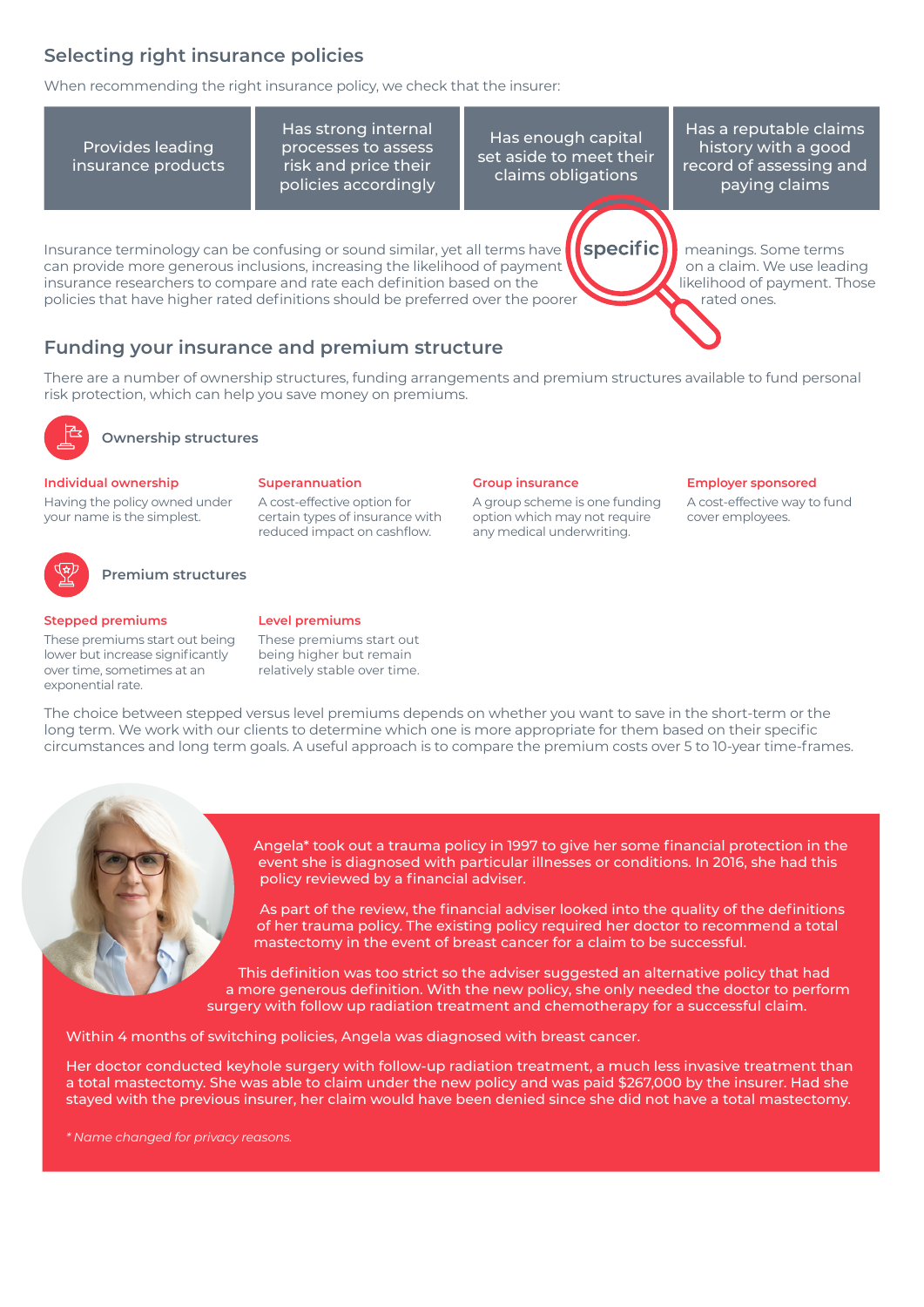## Selecting right insurance policies

When recommending the right insurance policy, we check that the insurer:

| Provides leading insurance products | Has strong internal processes to assess risk and price their policies accordingly | Has enough capital set aside to meet their claims obligations | Has a reputable claims history with a good record of assessing and paying claims |
|---|---|---|---|

Insurance terminology can be confusing or sound similar, yet all terms have specific meanings. Some terms can provide more generous inclusions, increasing the likelihood of payment on a claim. We use leading insurance researchers to compare and rate each definition based on the likelihood of payment. Those policies that have higher rated definitions should be preferred over the poorer rated ones.

## Funding your insurance and premium structure

There are a number of ownership structures, funding arrangements and premium structures available to fund personal risk protection, which can help you save money on premiums.

### Ownership structures

**Individual ownership**
Having the policy owned under your name is the simplest.

**Superannuation**
A cost-effective option for certain types of insurance with reduced impact on cashflow.

**Group insurance**
A group scheme is one funding option which may not require any medical underwriting.

**Employer sponsored**
A cost-effective way to fund cover employees.

### Premium structures

**Stepped premiums**
These premiums start out being lower but increase significantly over time, sometimes at an exponential rate.

**Level premiums**
These premiums start out being higher but remain relatively stable over time.

The choice between stepped versus level premiums depends on whether you want to save in the short-term or the long term. We work with our clients to determine which one is more appropriate for them based on their specific circumstances and long term goals. A useful approach is to compare the premium costs over 5 to 10-year time-frames.

Angela* took out a trauma policy in 1997 to give her some financial protection in the event she is diagnosed with particular illnesses or conditions. In 2016, she had this policy reviewed by a financial adviser.

As part of the review, the financial adviser looked into the quality of the definitions of her trauma policy. The existing policy required her doctor to recommend a total mastectomy in the event of breast cancer for a claim to be successful.

This definition was too strict so the adviser suggested an alternative policy that had a more generous definition. With the new policy, she only needed the doctor to perform surgery with follow up radiation treatment and chemotherapy for a successful claim.

Within 4 months of switching policies, Angela was diagnosed with breast cancer.

Her doctor conducted keyhole surgery with follow-up radiation treatment, a much less invasive treatment than a total mastectomy. She was able to claim under the new policy and was paid $267,000 by the insurer. Had she stayed with the previous insurer, her claim would have been denied since she did not have a total mastectomy.

*\* Name changed for privacy reasons.*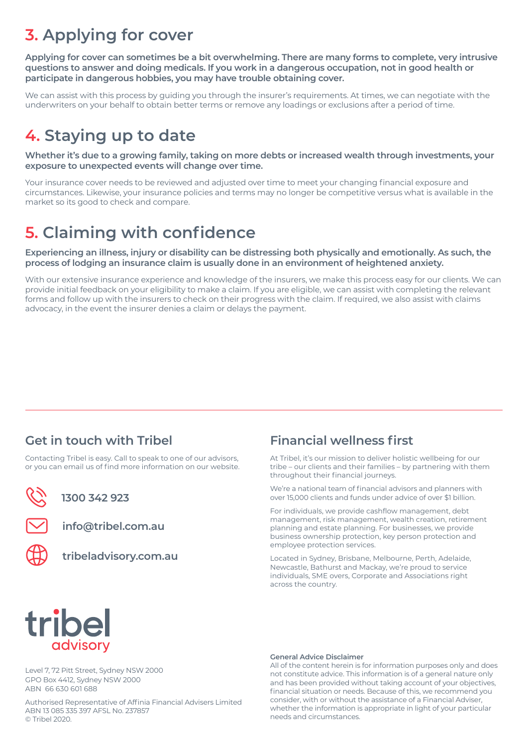## 3. Applying for cover

**Applying for cover can sometimes be a bit overwhelming. There are many forms to complete, very intrusive questions to answer and doing medicals. If you work in a dangerous occupation, not in good health or participate in dangerous hobbies, you may have trouble obtaining cover.**

We can assist with this process by guiding you through the insurer's requirements. At times, we can negotiate with the underwriters on your behalf to obtain better terms or remove any loadings or exclusions after a period of time.

## 4. Staying up to date

**Whether it's due to a growing family, taking on more debts or increased wealth through investments, your exposure to unexpected events will change over time.**

Your insurance cover needs to be reviewed and adjusted over time to meet your changing financial exposure and circumstances. Likewise, your insurance policies and terms may no longer be competitive versus what is available in the market so its good to check and compare.

## 5. Claiming with confidence

**Experiencing an illness, injury or disability can be distressing both physically and emotionally. As such, the process of lodging an insurance claim is usually done in an environment of heightened anxiety.**

With our extensive insurance experience and knowledge of the insurers, we make this process easy for our clients. We can provide initial feedback on your eligibility to make a claim. If you are eligible, we can assist with completing the relevant forms and follow up with the insurers to check on their progress with the claim. If required, we also assist with claims advocacy, in the event the insurer denies a claim or delays the payment.

---

### Get in touch with Tribel

Contacting Tribel is easy. Call to speak to one of our advisors, or you can email us of find more information on our website.

**1300 342 923**

**info@tribel.com.au**

**tribeladvisory.com.au**

### Financial wellness first

At Tribel, it's our mission to deliver holistic wellbeing for our tribe – our clients and their families – by partnering with them throughout their financial journeys.

We're a national team of financial advisors and planners with over 15,000 clients and funds under advice of over $1 billion.

For individuals, we provide cashflow management, debt management, risk management, wealth creation, retirement planning and estate planning. For businesses, we provide business ownership protection, key person protection and employee protection services.

Located in Sydney, Brisbane, Melbourne, Perth, Adelaide, Newcastle, Bathurst and Mackay, we're proud to service individuals, SME overs, Corporate and Associations right across the country.

tribel advisory

Level 7, 72 Pitt Street, Sydney NSW 2000
GPO Box 4412, Sydney NSW 2000
ABN 66 630 601 688

Authorised Representative of Affinia Financial Advisers Limited
ABN 13 085 335 397 AFSL No. 237857
© Tribel 2020.

**General Advice Disclaimer**
All of the content herein is for information purposes only and does not constitute advice. This information is of a general nature only and has been provided without taking account of your objectives, financial situation or needs. Because of this, we recommend you consider, with or without the assistance of a Financial Adviser, whether the information is appropriate in light of your particular needs and circumstances.